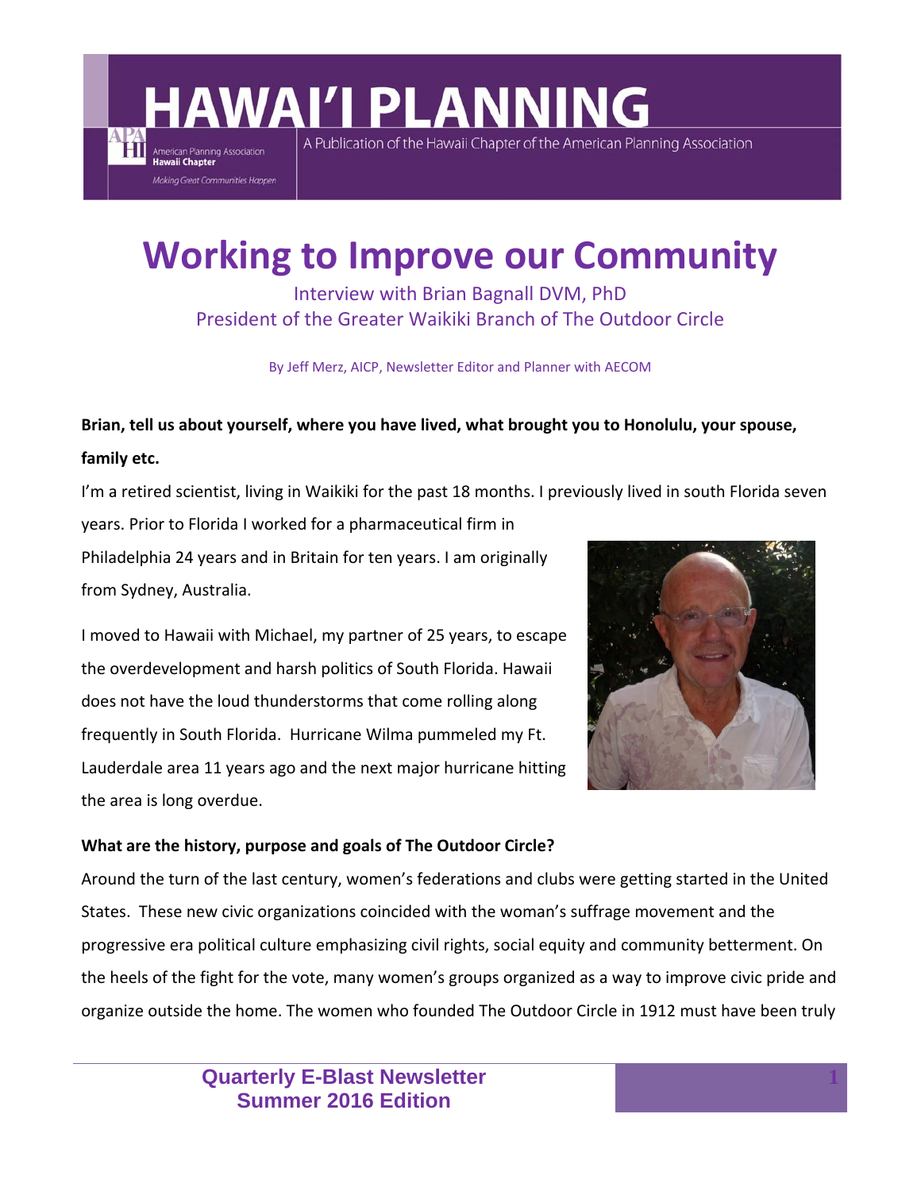# HAWAI'I PLANNING

A Publication of the Hawaii Chapter of the American Planning Association

American Planning Association **Hawaii Chapter**

*Making Great Communities Happen*

# Working to Improve our Community

Interview with Brian Bagnall DVM, PhD
President of the Greater Waikiki Branch of The Outdoor Circle

By Jeff Merz, AICP, Newsletter Editor and Planner with AECOM

**Brian, tell us about yourself, where you have lived, what brought you to Honolulu, your spouse, family etc.**

I'm a retired scientist, living in Waikiki for the past 18 months. I previously lived in south Florida seven years. Prior to Florida I worked for a pharmaceutical firm in Philadelphia 24 years and in Britain for ten years. I am originally from Sydney, Australia.

I moved to Hawaii with Michael, my partner of 25 years, to escape the overdevelopment and harsh politics of South Florida. Hawaii does not have the loud thunderstorms that come rolling along frequently in South Florida. Hurricane Wilma pummeled my Ft. Lauderdale area 11 years ago and the next major hurricane hitting the area is long overdue.

**What are the history, purpose and goals of The Outdoor Circle?**

Around the turn of the last century, women's federations and clubs were getting started in the United States. These new civic organizations coincided with the woman's suffrage movement and the progressive era political culture emphasizing civil rights, social equity and community betterment. On the heels of the fight for the vote, many women's groups organized as a way to improve civic pride and organize outside the home. The women who founded The Outdoor Circle in 1912 must have been truly

Quarterly E-Blast Newsletter
Summer 2016 Edition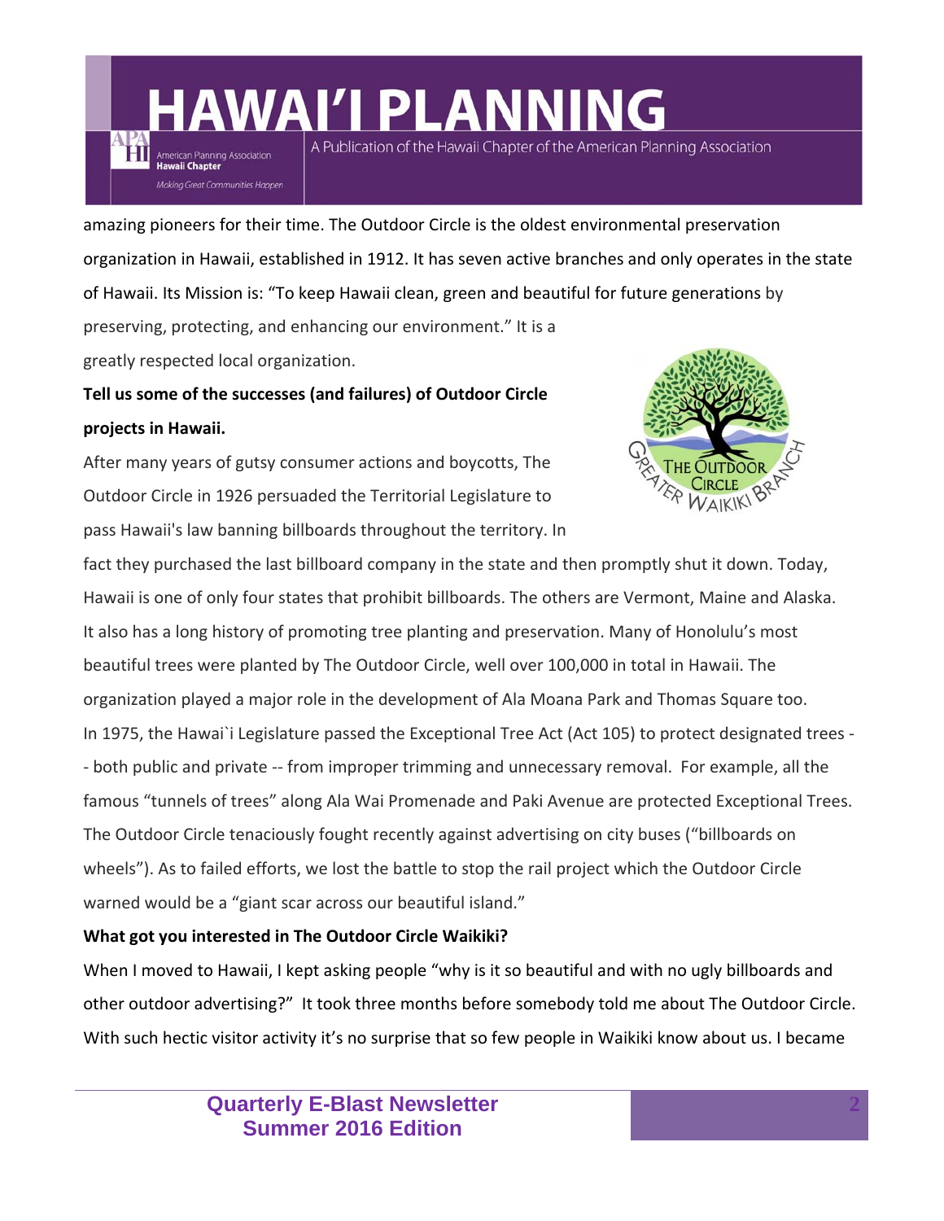amazing pioneers for their time. The Outdoor Circle is the oldest environmental preservation organization in Hawaii, established in 1912. It has seven active branches and only operates in the state of Hawaii. Its Mission is: "To keep Hawaii clean, green and beautiful for future generations by preserving, protecting, and enhancing our environment." It is a greatly respected local organization.

**Tell us some of the successes (and failures) of Outdoor Circle projects in Hawaii.**

After many years of gutsy consumer actions and boycotts, The Outdoor Circle in 1926 persuaded the Territorial Legislature to pass Hawaii's law banning billboards throughout the territory. In fact they purchased the last billboard company in the state and then promptly shut it down. Today, Hawaii is one of only four states that prohibit billboards. The others are Vermont, Maine and Alaska. It also has a long history of promoting tree planting and preservation. Many of Honolulu's most beautiful trees were planted by The Outdoor Circle, well over 100,000 in total in Hawaii. The organization played a major role in the development of Ala Moana Park and Thomas Square too. In 1975, the Hawai`i Legislature passed the Exceptional Tree Act (Act 105) to protect designated trees -- both public and private -- from improper trimming and unnecessary removal. For example, all the famous "tunnels of trees" along Ala Wai Promenade and Paki Avenue are protected Exceptional Trees. The Outdoor Circle tenaciously fought recently against advertising on city buses ("billboards on wheels"). As to failed efforts, we lost the battle to stop the rail project which the Outdoor Circle warned would be a "giant scar across our beautiful island."

**What got you interested in The Outdoor Circle Waikiki?**

When I moved to Hawaii, I kept asking people "why is it so beautiful and with no ugly billboards and other outdoor advertising?" It took three months before somebody told me about The Outdoor Circle. With such hectic visitor activity it's no surprise that so few people in Waikiki know about us. I became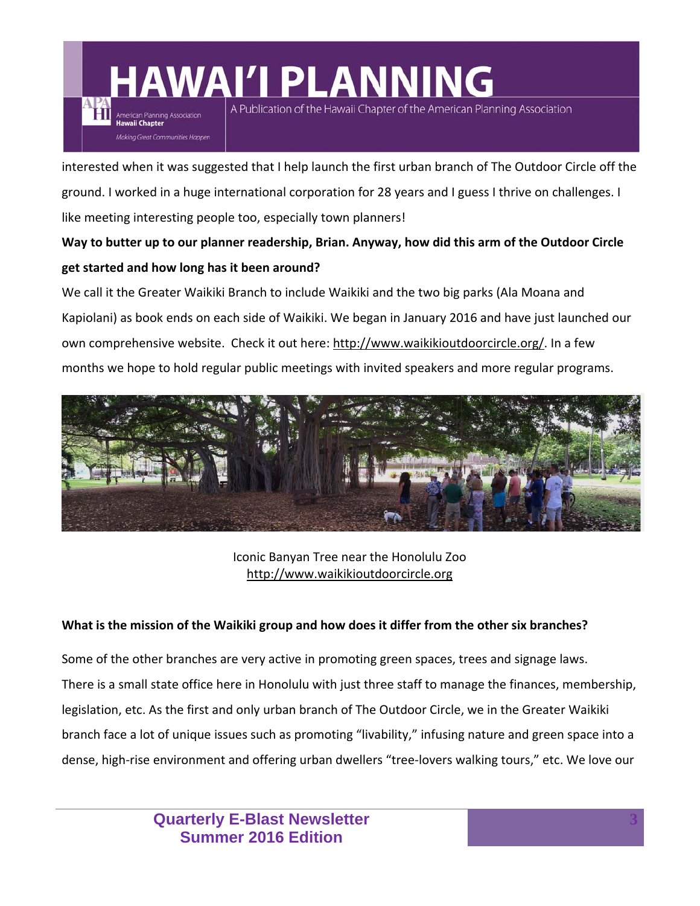interested when it was suggested that I help launch the first urban branch of The Outdoor Circle off the ground. I worked in a huge international corporation for 28 years and I guess I thrive on challenges. I like meeting interesting people too, especially town planners!

**Way to butter up to our planner readership, Brian. Anyway, how did this arm of the Outdoor Circle get started and how long has it been around?**

We call it the Greater Waikiki Branch to include Waikiki and the two big parks (Ala Moana and Kapiolani) as book ends on each side of Waikiki. We began in January 2016 and have just launched our own comprehensive website. Check it out here: http://www.waikikioutdoorcircle.org/. In a few months we hope to hold regular public meetings with invited speakers and more regular programs.

Iconic Banyan Tree near the Honolulu Zoo
http://www.waikikioutdoorcircle.org

**What is the mission of the Waikiki group and how does it differ from the other six branches?**

Some of the other branches are very active in promoting green spaces, trees and signage laws. There is a small state office here in Honolulu with just three staff to manage the finances, membership, legislation, etc. As the first and only urban branch of The Outdoor Circle, we in the Greater Waikiki branch face a lot of unique issues such as promoting "livability," infusing nature and green space into a dense, high-rise environment and offering urban dwellers "tree-lovers walking tours," etc. We love our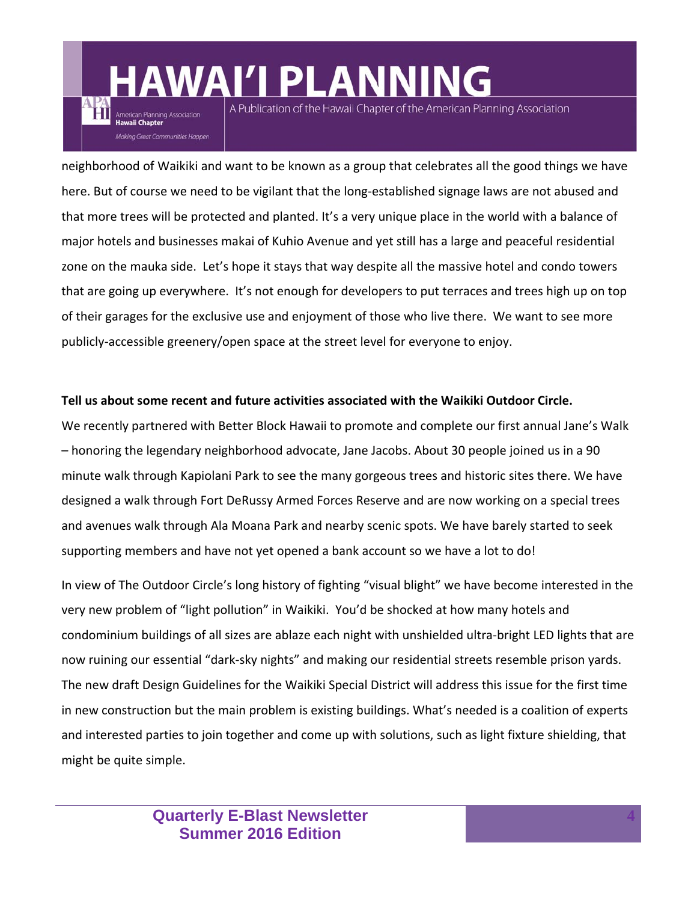neighborhood of Waikiki and want to be known as a group that celebrates all the good things we have here. But of course we need to be vigilant that the long-established signage laws are not abused and that more trees will be protected and planted. It's a very unique place in the world with a balance of major hotels and businesses makai of Kuhio Avenue and yet still has a large and peaceful residential zone on the mauka side. Let's hope it stays that way despite all the massive hotel and condo towers that are going up everywhere. It's not enough for developers to put terraces and trees high up on top of their garages for the exclusive use and enjoyment of those who live there. We want to see more publicly-accessible greenery/open space at the street level for everyone to enjoy.

**Tell us about some recent and future activities associated with the Waikiki Outdoor Circle.**

We recently partnered with Better Block Hawaii to promote and complete our first annual Jane's Walk – honoring the legendary neighborhood advocate, Jane Jacobs. About 30 people joined us in a 90 minute walk through Kapiolani Park to see the many gorgeous trees and historic sites there. We have designed a walk through Fort DeRussy Armed Forces Reserve and are now working on a special trees and avenues walk through Ala Moana Park and nearby scenic spots. We have barely started to seek supporting members and have not yet opened a bank account so we have a lot to do!

In view of The Outdoor Circle's long history of fighting "visual blight" we have become interested in the very new problem of "light pollution" in Waikiki. You'd be shocked at how many hotels and condominium buildings of all sizes are ablaze each night with unshielded ultra-bright LED lights that are now ruining our essential "dark-sky nights" and making our residential streets resemble prison yards. The new draft Design Guidelines for the Waikiki Special District will address this issue for the first time in new construction but the main problem is existing buildings. What's needed is a coalition of experts and interested parties to join together and come up with solutions, such as light fixture shielding, that might be quite simple.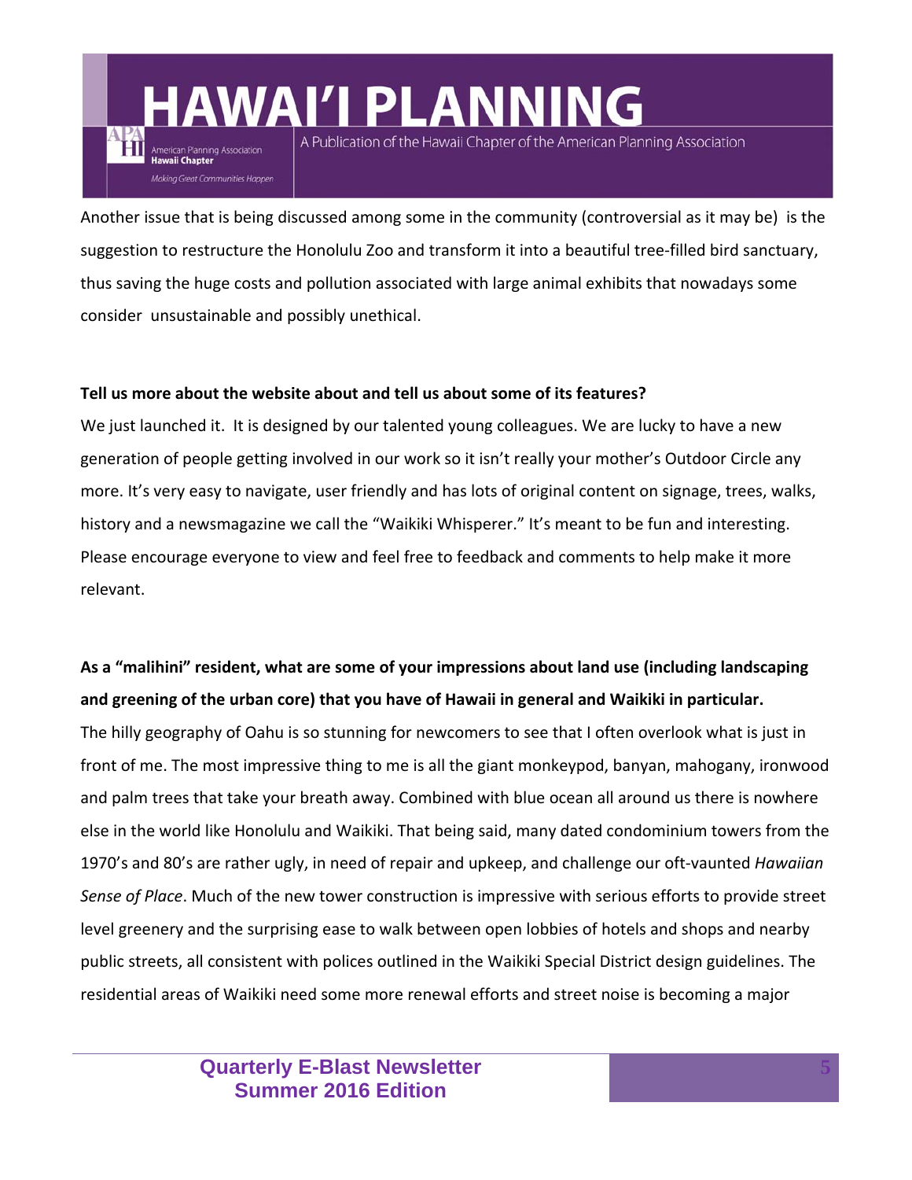Another issue that is being discussed among some in the community (controversial as it may be) is the suggestion to restructure the Honolulu Zoo and transform it into a beautiful tree-filled bird sanctuary, thus saving the huge costs and pollution associated with large animal exhibits that nowadays some consider unsustainable and possibly unethical.

**Tell us more about the website about and tell us about some of its features?**

We just launched it. It is designed by our talented young colleagues. We are lucky to have a new generation of people getting involved in our work so it isn't really your mother's Outdoor Circle any more. It's very easy to navigate, user friendly and has lots of original content on signage, trees, walks, history and a newsmagazine we call the "Waikiki Whisperer." It's meant to be fun and interesting. Please encourage everyone to view and feel free to feedback and comments to help make it more relevant.

**As a "malihini" resident, what are some of your impressions about land use (including landscaping and greening of the urban core) that you have of Hawaii in general and Waikiki in particular.**

The hilly geography of Oahu is so stunning for newcomers to see that I often overlook what is just in front of me. The most impressive thing to me is all the giant monkeypod, banyan, mahogany, ironwood and palm trees that take your breath away. Combined with blue ocean all around us there is nowhere else in the world like Honolulu and Waikiki. That being said, many dated condominium towers from the 1970's and 80's are rather ugly, in need of repair and upkeep, and challenge our oft-vaunted *Hawaiian Sense of Place*. Much of the new tower construction is impressive with serious efforts to provide street level greenery and the surprising ease to walk between open lobbies of hotels and shops and nearby public streets, all consistent with polices outlined in the Waikiki Special District design guidelines. The residential areas of Waikiki need some more renewal efforts and street noise is becoming a major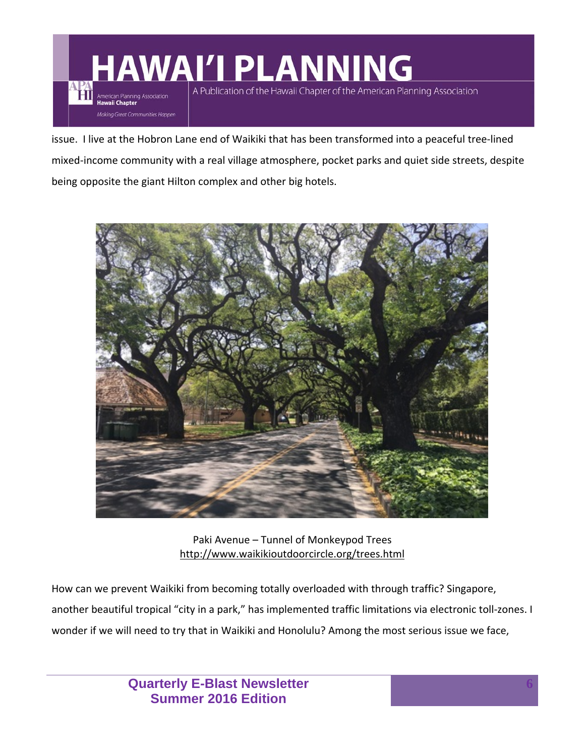issue. I live at the Hobron Lane end of Waikiki that has been transformed into a peaceful tree-lined mixed-income community with a real village atmosphere, pocket parks and quiet side streets, despite being opposite the giant Hilton complex and other big hotels.

Paki Avenue – Tunnel of Monkeypod Trees
http://www.waikikioutdoorcircle.org/trees.html

How can we prevent Waikiki from becoming totally overloaded with through traffic? Singapore, another beautiful tropical "city in a park," has implemented traffic limitations via electronic toll-zones. I wonder if we will need to try that in Waikiki and Honolulu? Among the most serious issue we face,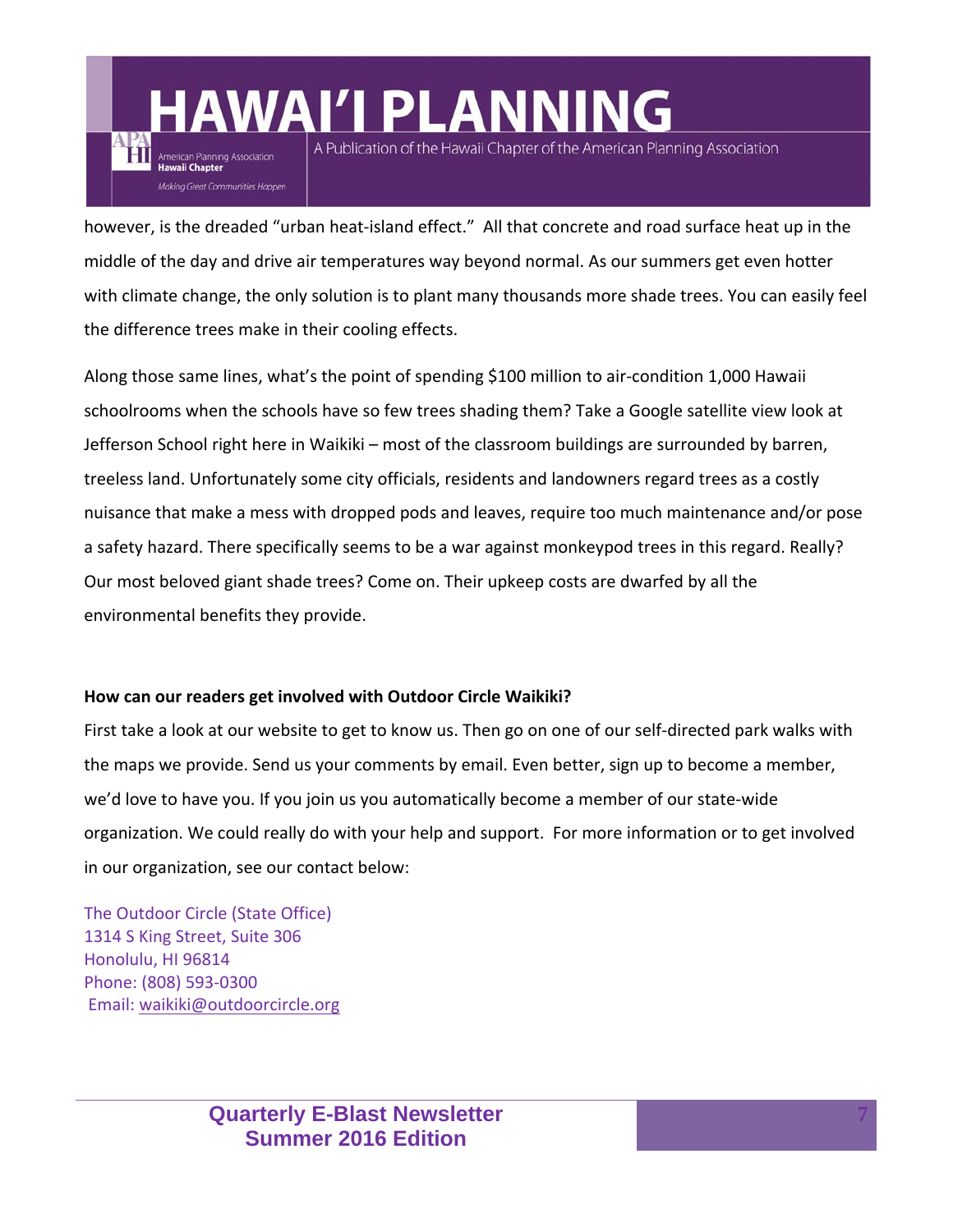however, is the dreaded “urban heat-island effect.” All that concrete and road surface heat up in the middle of the day and drive air temperatures way beyond normal. As our summers get even hotter with climate change, the only solution is to plant many thousands more shade trees. You can easily feel the difference trees make in their cooling effects.

Along those same lines, what’s the point of spending $100 million to air-condition 1,000 Hawaii schoolrooms when the schools have so few trees shading them? Take a Google satellite view look at Jefferson School right here in Waikiki – most of the classroom buildings are surrounded by barren, treeless land. Unfortunately some city officials, residents and landowners regard trees as a costly nuisance that make a mess with dropped pods and leaves, require too much maintenance and/or pose a safety hazard. There specifically seems to be a war against monkeypod trees in this regard. Really? Our most beloved giant shade trees? Come on. Their upkeep costs are dwarfed by all the environmental benefits they provide.

**How can our readers get involved with Outdoor Circle Waikiki?**

First take a look at our website to get to know us. Then go on one of our self-directed park walks with the maps we provide. Send us your comments by email. Even better, sign up to become a member, we’d love to have you. If you join us you automatically become a member of our state-wide organization. We could really do with your help and support. For more information or to get involved in our organization, see our contact below:

The Outdoor Circle (State Office)
1314 S King Street, Suite 306
Honolulu, HI 96814
Phone: (808) 593-0300
Email: waikiki@outdoorcircle.org